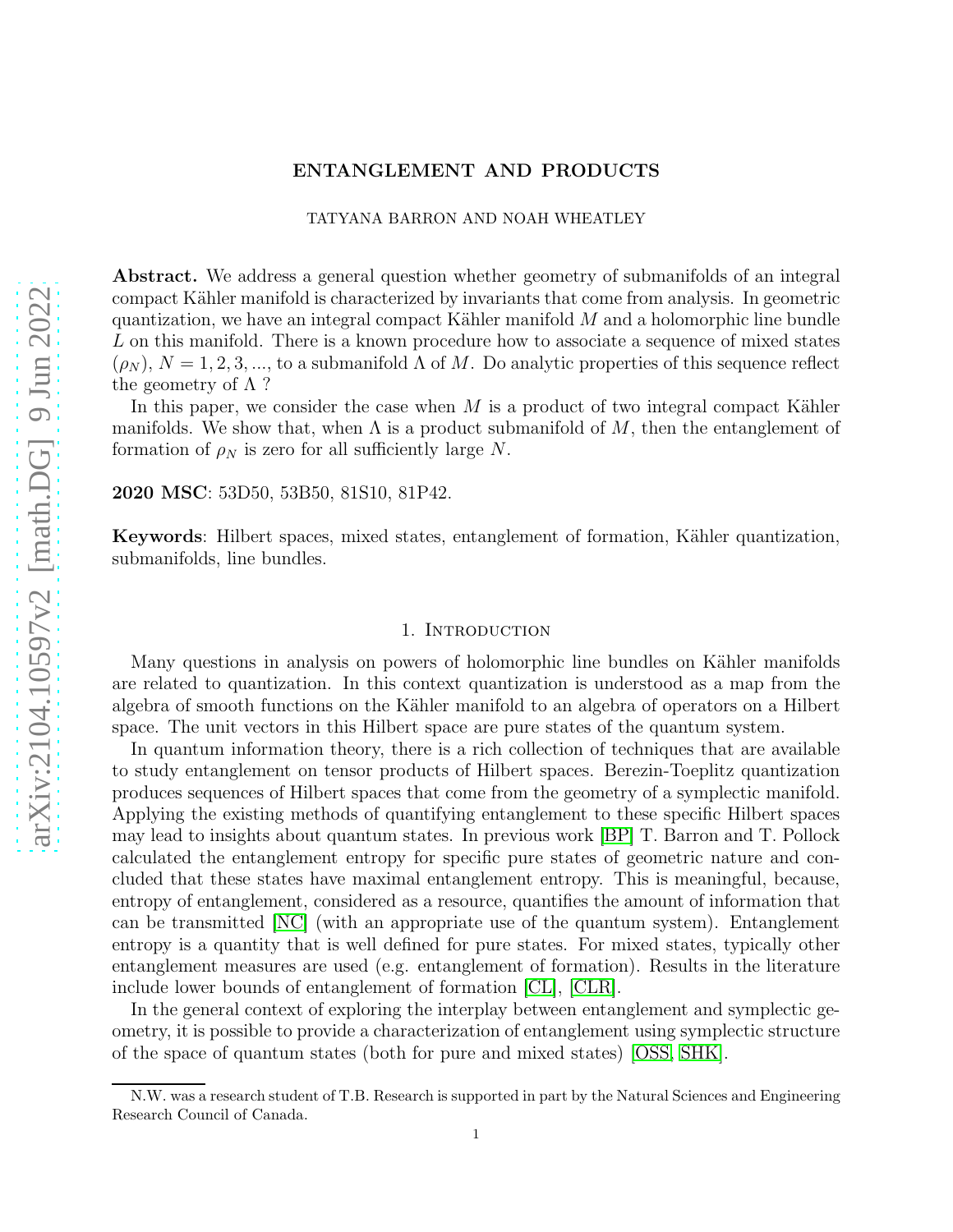# ENTANGLEMENT AND PRODUCTS

TATYANA BARRON AND NOAH WHEATLEY

**Abstract.** We address a general question whether geometry of submanifolds of an integral compact Kähler manifold is characterized by invariants that come from analysis. In geometric quantization, we have an integral compact Kähler manifold $M$ and a holomorphic line bundle $L$ on this manifold. There is a known procedure how to associate a sequence of mixed states $(\rho_N)$, $N = 1, 2, 3, \ldots$, to a submanifold $\Lambda$ of $M$. Do analytic properties of this sequence reflect the geometry of $\Lambda$ ?

In this paper, we consider the case when $M$ is a product of two integral compact Kähler manifolds. We show that, when $\Lambda$ is a product submanifold of $M$, then the entanglement of formation of $\rho_N$ is zero for all sufficiently large $N$.

**2020 MSC**: 53D50, 53B50, 81S10, 81P42.

**Keywords**: Hilbert spaces, mixed states, entanglement of formation, Kähler quantization, submanifolds, line bundles.

## 1. Introduction

Many questions in analysis on powers of holomorphic line bundles on Kähler manifolds are related to quantization. In this context quantization is understood as a map from the algebra of smooth functions on the Kähler manifold to an algebra of operators on a Hilbert space. The unit vectors in this Hilbert space are pure states of the quantum system.

In quantum information theory, there is a rich collection of techniques that are available to study entanglement on tensor products of Hilbert spaces. Berezin-Toeplitz quantization produces sequences of Hilbert spaces that come from the geometry of a symplectic manifold. Applying the existing methods of quantifying entanglement to these specific Hilbert spaces may lead to insights about quantum states. In previous work [BP] T. Barron and T. Pollock calculated the entanglement entropy for specific pure states of geometric nature and concluded that these states have maximal entanglement entropy. This is meaningful, because, entropy of entanglement, considered as a resource, quantifies the amount of information that can be transmitted [NC] (with an appropriate use of the quantum system). Entanglement entropy is a quantity that is well defined for pure states. For mixed states, typically other entanglement measures are used (e.g. entanglement of formation). Results in the literature include lower bounds of entanglement of formation [CL], [CLR].

In the general context of exploring the interplay between entanglement and symplectic geometry, it is possible to provide a characterization of entanglement using symplectic structure of the space of quantum states (both for pure and mixed states) [OSS, SHK].

N.W. was a research student of T.B. Research is supported in part by the Natural Sciences and Engineering Research Council of Canada.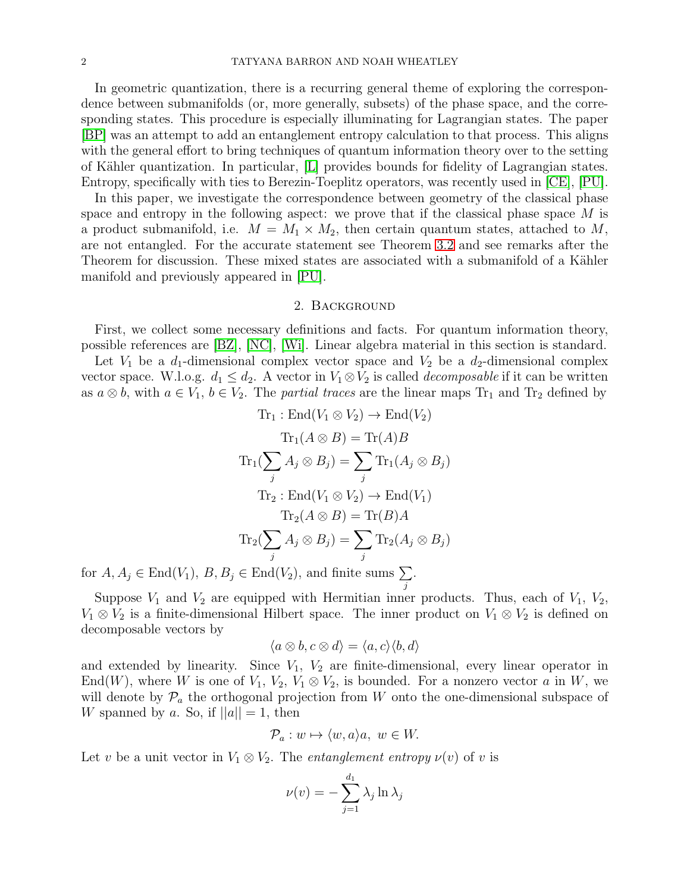In geometric quantization, there is a recurring general theme of exploring the correspondence between submanifolds (or, more generally, subsets) of the phase space, and the corresponding states. This procedure is especially illuminating for Lagrangian states. The paper [BP] was an attempt to add an entanglement entropy calculation to that process. This aligns with the general effort to bring techniques of quantum information theory over to the setting of Kähler quantization. In particular, [L] provides bounds for fidelity of Lagrangian states. Entropy, specifically with ties to Berezin-Toeplitz operators, was recently used in [CE], [PU].

In this paper, we investigate the correspondence between geometry of the classical phase space and entropy in the following aspect: we prove that if the classical phase space $M$ is a product submanifold, i.e. $M = M_1 \times M_2$, then certain quantum states, attached to $M$, are not entangled. For the accurate statement see Theorem 3.2 and see remarks after the Theorem for discussion. These mixed states are associated with a submanifold of a Kähler manifold and previously appeared in [PU].

## 2. Background

First, we collect some necessary definitions and facts. For quantum information theory, possible references are [BZ], [NC], [Wi]. Linear algebra material in this section is standard.

Let $V_1$ be a $d_1$-dimensional complex vector space and $V_2$ be a $d_2$-dimensional complex vector space. W.l.o.g. $d_1 \leq d_2$. A vector in $V_1 \otimes V_2$ is called *decomposable* if it can be written as $a \otimes b$, with $a \in V_1$, $b \in V_2$. The *partial traces* are the linear maps $\mathrm{Tr}_1$ and $\mathrm{Tr}_2$ defined by

$$\mathrm{Tr}_1 : \mathrm{End}(V_1 \otimes V_2) \to \mathrm{End}(V_2)$$

$$\mathrm{Tr}_1(A \otimes B) = \mathrm{Tr}(A)B$$

$$\mathrm{Tr}_1(\sum_j A_j \otimes B_j) = \sum_j \mathrm{Tr}_1(A_j \otimes B_j)$$

$$\mathrm{Tr}_2 : \mathrm{End}(V_1 \otimes V_2) \to \mathrm{End}(V_1)$$

$$\mathrm{Tr}_2(A \otimes B) = \mathrm{Tr}(B)A$$

$$\mathrm{Tr}_2(\sum_j A_j \otimes B_j) = \sum_j \mathrm{Tr}_2(A_j \otimes B_j)$$

for $A, A_j \in \mathrm{End}(V_1)$, $B, B_j \in \mathrm{End}(V_2)$, and finite sums $\sum_j$.

Suppose $V_1$ and $V_2$ are equipped with Hermitian inner products. Thus, each of $V_1$, $V_2$, $V_1 \otimes V_2$ is a finite-dimensional Hilbert space. The inner product on $V_1 \otimes V_2$ is defined on decomposable vectors by

$$\langle a \otimes b, c \otimes d \rangle = \langle a, c \rangle \langle b, d \rangle$$

and extended by linearity. Since $V_1$, $V_2$ are finite-dimensional, every linear operator in $\mathrm{End}(W)$, where $W$ is one of $V_1$, $V_2$, $V_1 \otimes V_2$, is bounded. For a nonzero vector $a$ in $W$, we will denote by $\mathcal{P}_a$ the orthogonal projection from $W$ onto the one-dimensional subspace of $W$ spanned by $a$. So, if $||a|| = 1$, then

$$\mathcal{P}_a : w \mapsto \langle w, a \rangle a, \ w \in W.$$

Let $v$ be a unit vector in $V_1 \otimes V_2$. The *entanglement entropy* $\nu(v)$ of $v$ is

$$\nu(v) = -\sum_{j=1}^{d_1} \lambda_j \ln \lambda_j$$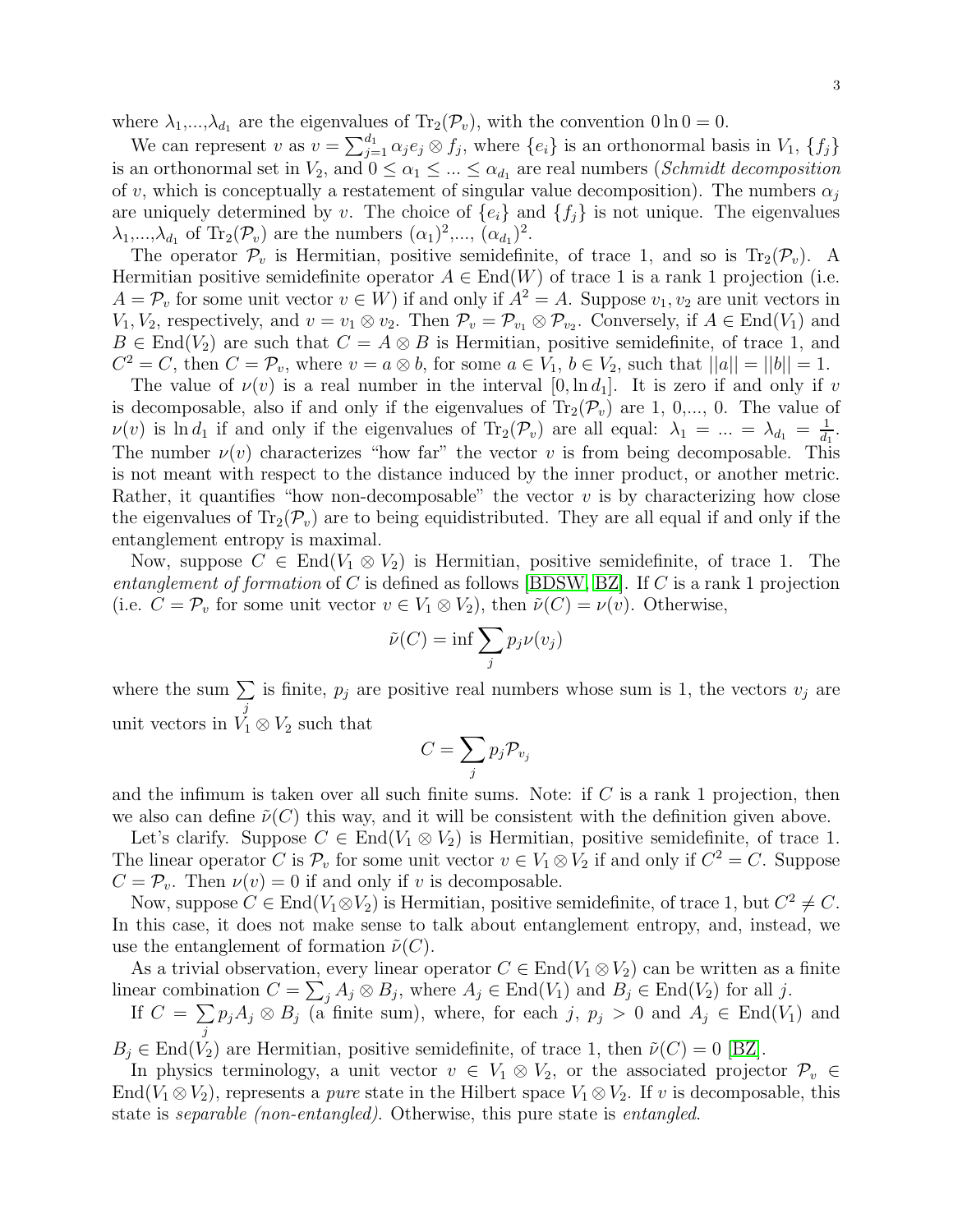where $\lambda_1$,...,$\lambda_{d_1}$ are the eigenvalues of $\mathrm{Tr}_2(\mathcal{P}_v)$, with the convention $0 \ln 0 = 0$.

We can represent $v$ as $v = \sum_{j=1}^{d_1} \alpha_j e_j \otimes f_j$, where $\{e_i\}$ is an orthonormal basis in $V_1$, $\{f_j\}$ is an orthonormal set in $V_2$, and $0 \leq \alpha_1 \leq ... \leq \alpha_{d_1}$ are real numbers (*Schmidt decomposition* of $v$, which is conceptually a restatement of singular value decomposition). The numbers $\alpha_j$ are uniquely determined by $v$. The choice of $\{e_i\}$ and $\{f_j\}$ is not unique. The eigenvalues $\lambda_1$,...,$\lambda_{d_1}$ of $\mathrm{Tr}_2(\mathcal{P}_v)$ are the numbers $(\alpha_1)^2$,..., $(\alpha_{d_1})^2$.

The operator $\mathcal{P}_v$ is Hermitian, positive semidefinite, of trace 1, and so is $\mathrm{Tr}_2(\mathcal{P}_v)$. A Hermitian positive semidefinite operator $A \in \mathrm{End}(W)$ of trace 1 is a rank 1 projection (i.e. $A = \mathcal{P}_v$ for some unit vector $v \in W$) if and only if $A^2 = A$. Suppose $v_1, v_2$ are unit vectors in $V_1, V_2$, respectively, and $v = v_1 \otimes v_2$. Then $\mathcal{P}_v = \mathcal{P}_{v_1} \otimes \mathcal{P}_{v_2}$. Conversely, if $A \in \mathrm{End}(V_1)$ and $B \in \mathrm{End}(V_2)$ are such that $C = A \otimes B$ is Hermitian, positive semidefinite, of trace 1, and $C^2 = C$, then $C = \mathcal{P}_v$, where $v = a \otimes b$, for some $a \in V_1$, $b \in V_2$, such that $||a|| = ||b|| = 1$.

The value of $\nu(v)$ is a real number in the interval $[0, \ln d_1]$. It is zero if and only if $v$ is decomposable, also if and only if the eigenvalues of $\mathrm{Tr}_2(\mathcal{P}_v)$ are 1, 0,..., 0. The value of $\nu(v)$ is $\ln d_1$ if and only if the eigenvalues of $\mathrm{Tr}_2(\mathcal{P}_v)$ are all equal: $\lambda_1 = ... = \lambda_{d_1} = \frac{1}{d_1}$. The number $\nu(v)$ characterizes "how far" the vector $v$ is from being decomposable. This is not meant with respect to the distance induced by the inner product, or another metric. Rather, it quantifies "how non-decomposable" the vector $v$ is by characterizing how close the eigenvalues of $\mathrm{Tr}_2(\mathcal{P}_v)$ are to being equidistributed. They are all equal if and only if the entanglement entropy is maximal.

Now, suppose $C \in \mathrm{End}(V_1 \otimes V_2)$ is Hermitian, positive semidefinite, of trace 1. The *entanglement of formation* of $C$ is defined as follows [BDSW, BZ]. If $C$ is a rank 1 projection (i.e. $C = \mathcal{P}_v$ for some unit vector $v \in V_1 \otimes V_2$), then $\tilde{\nu}(C) = \nu(v)$. Otherwise,

$$\tilde{\nu}(C) = \inf \sum_j p_j \nu(v_j)$$

where the sum $\sum_j$ is finite, $p_j$ are positive real numbers whose sum is 1, the vectors $v_j$ are unit vectors in $V_1 \otimes V_2$ such that

$$C = \sum_j p_j \mathcal{P}_{v_j}$$

and the infimum is taken over all such finite sums. Note: if $C$ is a rank 1 projection, then we also can define $\tilde{\nu}(C)$ this way, and it will be consistent with the definition given above.

Let's clarify. Suppose $C \in \mathrm{End}(V_1 \otimes V_2)$ is Hermitian, positive semidefinite, of trace 1. The linear operator $C$ is $\mathcal{P}_v$ for some unit vector $v \in V_1 \otimes V_2$ if and only if $C^2 = C$. Suppose $C = \mathcal{P}_v$. Then $\nu(v) = 0$ if and only if $v$ is decomposable.

Now, suppose $C \in \mathrm{End}(V_1 \otimes V_2)$ is Hermitian, positive semidefinite, of trace 1, but $C^2 \neq C$. In this case, it does not make sense to talk about entanglement entropy, and, instead, we use the entanglement of formation $\tilde{\nu}(C)$.

As a trivial observation, every linear operator $C \in \mathrm{End}(V_1 \otimes V_2)$ can be written as a finite linear combination $C = \sum_j A_j \otimes B_j$, where $A_j \in \mathrm{End}(V_1)$ and $B_j \in \mathrm{End}(V_2)$ for all $j$.

If $C = \sum_j p_j A_j \otimes B_j$ (a finite sum), where, for each $j$, $p_j > 0$ and $A_j \in \mathrm{End}(V_1)$ and $B_j \in \mathrm{End}(V_2)$ are Hermitian, positive semidefinite, of trace 1, then $\tilde{\nu}(C) = 0$ [BZ].

In physics terminology, a unit vector $v \in V_1 \otimes V_2$, or the associated projector $\mathcal{P}_v \in \mathrm{End}(V_1 \otimes V_2)$, represents a *pure* state in the Hilbert space $V_1 \otimes V_2$. If $v$ is decomposable, this state is *separable (non-entangled)*. Otherwise, this pure state is *entangled*.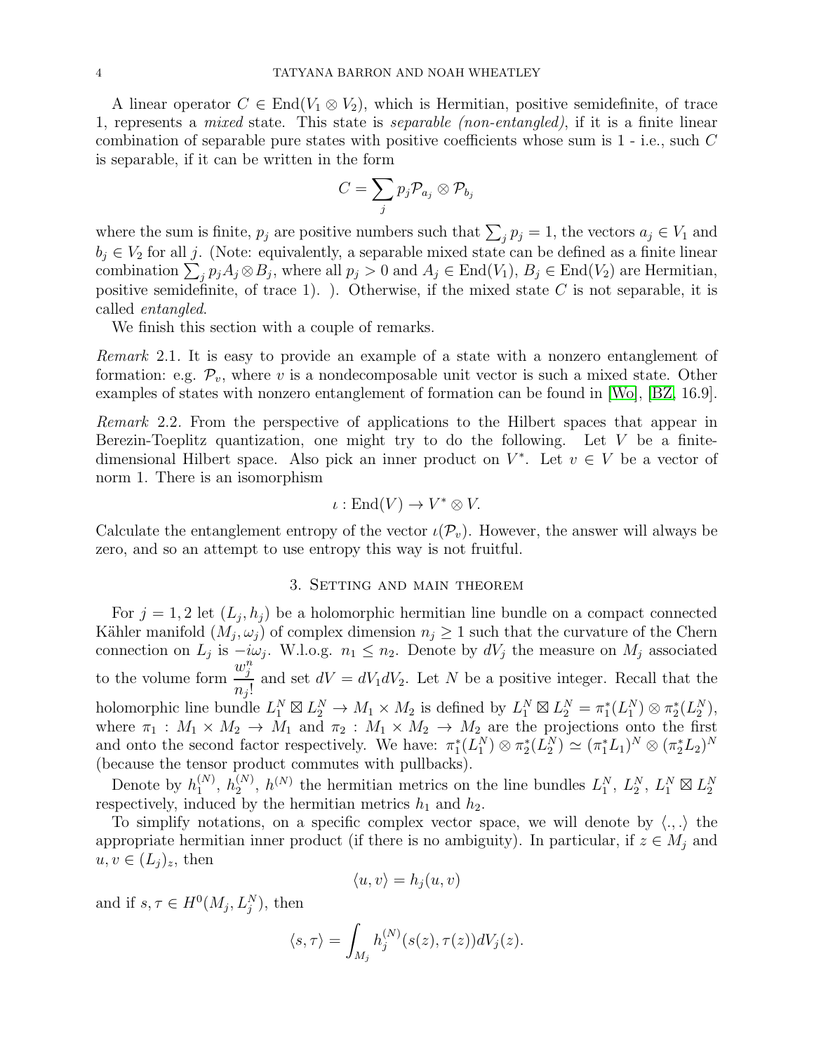A linear operator $C \in \mathrm{End}(V_1 \otimes V_2)$, which is Hermitian, positive semidefinite, of trace 1, represents a *mixed* state. This state is *separable (non-entangled)*, if it is a finite linear combination of separable pure states with positive coefficients whose sum is 1 - i.e., such $C$ is separable, if it can be written in the form

$$C = \sum_j p_j \mathcal{P}_{a_j} \otimes \mathcal{P}_{b_j}$$

where the sum is finite, $p_j$ are positive numbers such that $\sum_j p_j = 1$, the vectors $a_j \in V_1$ and $b_j \in V_2$ for all $j$. (Note: equivalently, a separable mixed state can be defined as a finite linear combination $\sum_j p_j A_j \otimes B_j$, where all $p_j > 0$ and $A_j \in \mathrm{End}(V_1)$, $B_j \in \mathrm{End}(V_2)$ are Hermitian, positive semidefinite, of trace 1). ). Otherwise, if the mixed state $C$ is not separable, it is called *entangled*.

We finish this section with a couple of remarks.

*Remark* 2.1. It is easy to provide an example of a state with a nonzero entanglement of formation: e.g. $\mathcal{P}_v$, where $v$ is a nondecomposable unit vector is such a mixed state. Other examples of states with nonzero entanglement of formation can be found in [Wo], [BZ, 16.9].

*Remark* 2.2. From the perspective of applications to the Hilbert spaces that appear in Berezin-Toeplitz quantization, one might try to do the following. Let $V$ be a finite-dimensional Hilbert space. Also pick an inner product on $V^*$. Let $v \in V$ be a vector of norm 1. There is an isomorphism

$$\iota : \mathrm{End}(V) \to V^* \otimes V.$$

Calculate the entanglement entropy of the vector $\iota(\mathcal{P}_v)$. However, the answer will always be zero, and so an attempt to use entropy this way is not fruitful.

## 3. Setting and main theorem

For $j = 1, 2$ let $(L_j, h_j)$ be a holomorphic hermitian line bundle on a compact connected Kähler manifold $(M_j, \omega_j)$ of complex dimension $n_j \geq 1$ such that the curvature of the Chern connection on $L_j$ is $-i\omega_j$. W.l.o.g. $n_1 \leq n_2$. Denote by $dV_j$ the measure on $M_j$ associated to the volume form $\dfrac{w_j^n}{n_j!}$ and set $dV = dV_1 dV_2$. Let $N$ be a positive integer. Recall that the holomorphic line bundle $L_1^N \boxtimes L_2^N \to M_1 \times M_2$ is defined by $L_1^N \boxtimes L_2^N = \pi_1^*(L_1^N) \otimes \pi_2^*(L_2^N)$, where $\pi_1 : M_1 \times M_2 \to M_1$ and $\pi_2 : M_1 \times M_2 \to M_2$ are the projections onto the first and onto the second factor respectively. We have: $\pi_1^*(L_1^N) \otimes \pi_2^*(L_2^N) \simeq (\pi_1^* L_1)^N \otimes (\pi_2^* L_2)^N$ (because the tensor product commutes with pullbacks).

Denote by $h_1^{(N)}$, $h_2^{(N)}$, $h^{(N)}$ the hermitian metrics on the line bundles $L_1^N$, $L_2^N$, $L_1^N \boxtimes L_2^N$ respectively, induced by the hermitian metrics $h_1$ and $h_2$.

To simplify notations, on a specific complex vector space, we will denote by $\langle .,. \rangle$ the appropriate hermitian inner product (if there is no ambiguity). In particular, if $z \in M_j$ and $u, v \in (L_j)_z$, then

$$\langle u, v \rangle = h_j(u, v)$$

and if $s, \tau \in H^0(M_j, L_j^N)$, then

$$\langle s, \tau \rangle = \int_{M_j} h_j^{(N)}(s(z), \tau(z)) dV_j(z).$$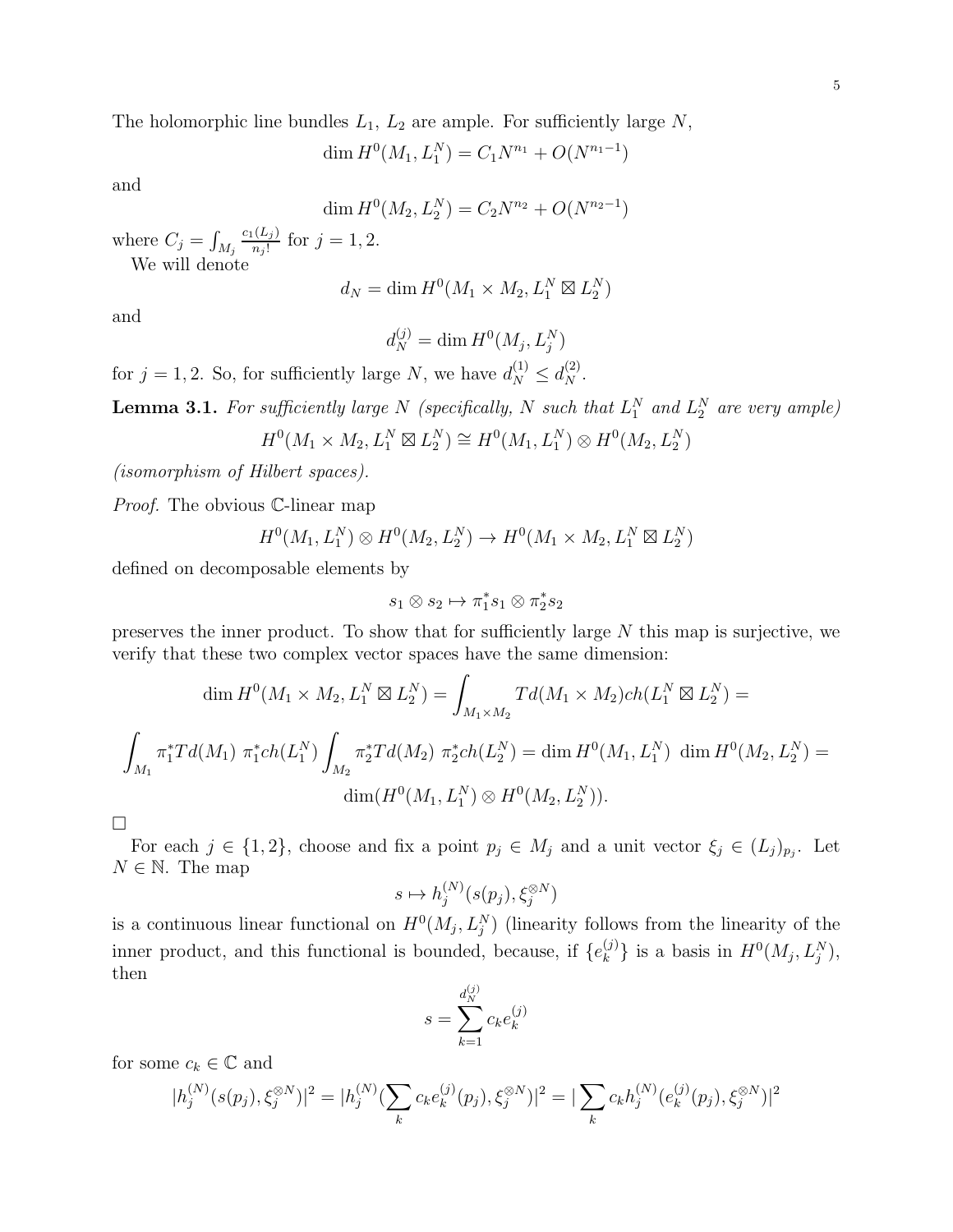The holomorphic line bundles $L_1$, $L_2$ are ample. For sufficiently large $N$,

$$\dim H^0(M_1, L_1^N) = C_1 N^{n_1} + O(N^{n_1-1})$$

and

$$\dim H^0(M_2, L_2^N) = C_2 N^{n_2} + O(N^{n_2-1})$$

where $C_j = \int_{M_j} \frac{c_1(L_j)}{n_j!}$ for $j = 1, 2$.

We will denote

$$d_N = \dim H^0(M_1 \times M_2, L_1^N \boxtimes L_2^N)$$

and

$$d_N^{(j)} = \dim H^0(M_j, L_j^N)$$

for $j = 1, 2$. So, for sufficiently large $N$, we have $d_N^{(1)} \leq d_N^{(2)}$.

**Lemma 3.1.** *For sufficiently large $N$ (specifically, $N$ such that $L_1^N$ and $L_2^N$ are very ample)*

$$H^0(M_1 \times M_2, L_1^N \boxtimes L_2^N) \cong H^0(M_1, L_1^N) \otimes H^0(M_2, L_2^N)$$

*(isomorphism of Hilbert spaces).*

*Proof.* The obvious $\mathbb{C}$-linear map

$$H^0(M_1, L_1^N) \otimes H^0(M_2, L_2^N) \to H^0(M_1 \times M_2, L_1^N \boxtimes L_2^N)$$

defined on decomposable elements by

$$s_1 \otimes s_2 \mapsto \pi_1^* s_1 \otimes \pi_2^* s_2$$

preserves the inner product. To show that for sufficiently large $N$ this map is surjective, we verify that these two complex vector spaces have the same dimension:

$$\dim H^0(M_1 \times M_2, L_1^N \boxtimes L_2^N) = \int_{M_1 \times M_2} Td(M_1 \times M_2) ch(L_1^N \boxtimes L_2^N) =$$

$$\int_{M_1} \pi_1^* Td(M_1)\ \pi_1^* ch(L_1^N) \int_{M_2} \pi_2^* Td(M_2)\ \pi_2^* ch(L_2^N) = \dim H^0(M_1, L_1^N)\ \dim H^0(M_2, L_2^N) =$$

$$\dim(H^0(M_1, L_1^N) \otimes H^0(M_2, L_2^N)).$$

□

For each $j \in \{1, 2\}$, choose and fix a point $p_j \in M_j$ and a unit vector $\xi_j \in (L_j)_{p_j}$. Let $N \in \mathbb{N}$. The map

$$s \mapsto h_j^{(N)}(s(p_j), \xi_j^{\otimes N})$$

is a continuous linear functional on $H^0(M_j, L_j^N)$ (linearity follows from the linearity of the inner product, and this functional is bounded, because, if $\{e_k^{(j)}\}$ is a basis in $H^0(M_j, L_j^N)$, then

$$s = \sum_{k=1}^{d_N^{(j)}} c_k e_k^{(j)}$$

for some $c_k \in \mathbb{C}$ and

$$|h_j^{(N)}(s(p_j), \xi_j^{\otimes N})|^2 = |h_j^{(N)}(\sum_k c_k e_k^{(j)}(p_j), \xi_j^{\otimes N})|^2 = |\sum_k c_k h_j^{(N)}(e_k^{(j)}(p_j), \xi_j^{\otimes N})|^2$$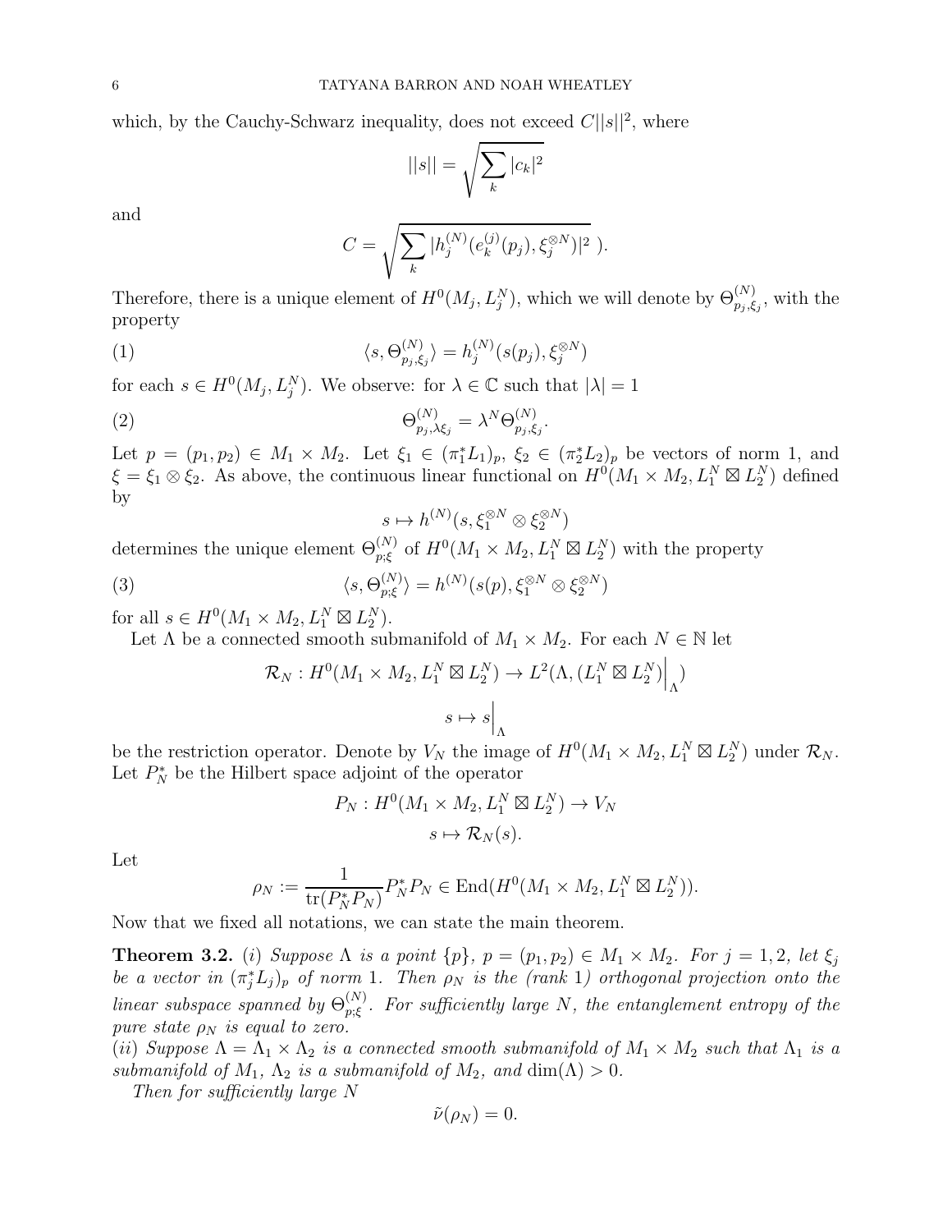which, by the Cauchy-Schwarz inequality, does not exceed $C||s||^2$, where

$$||s|| = \sqrt{\sum_k |c_k|^2}$$

and

$$C = \sqrt{\sum_k |h_j^{(N)}(e_k^{(j)}(p_j), \xi_j^{\otimes N})|^2}\ ).$$

Therefore, there is a unique element of $H^0(M_j, L_j^N)$, which we will denote by $\Theta_{p_j,\xi_j}^{(N)}$, with the property

$$\langle s, \Theta_{p_j,\xi_j}^{(N)} \rangle = h_j^{(N)}(s(p_j), \xi_j^{\otimes N}) \tag{1}$$

for each $s \in H^0(M_j, L_j^N)$. We observe: for $\lambda \in \mathbb{C}$ such that $|\lambda| = 1$

$$\Theta_{p_j,\lambda\xi_j}^{(N)} = \lambda^N \Theta_{p_j,\xi_j}^{(N)}. \tag{2}$$

Let $p = (p_1, p_2) \in M_1 \times M_2$. Let $\xi_1 \in (\pi_1^* L_1)_p$, $\xi_2 \in (\pi_2^* L_2)_p$ be vectors of norm 1, and $\xi = \xi_1 \otimes \xi_2$. As above, the continuous linear functional on $H^0(M_1 \times M_2, L_1^N \boxtimes L_2^N)$ defined by

$$s \mapsto h^{(N)}(s, \xi_1^{\otimes N} \otimes \xi_2^{\otimes N})$$

determines the unique element $\Theta_{p;\xi}^{(N)}$ of $H^0(M_1 \times M_2, L_1^N \boxtimes L_2^N)$ with the property

$$\langle s, \Theta_{p;\xi}^{(N)} \rangle = h^{(N)}(s(p), \xi_1^{\otimes N} \otimes \xi_2^{\otimes N}) \tag{3}$$

for all $s \in H^0(M_1 \times M_2, L_1^N \boxtimes L_2^N)$.

Let $\Lambda$ be a connected smooth submanifold of $M_1 \times M_2$. For each $N \in \mathbb{N}$ let

$$\mathcal{R}_N : H^0(M_1 \times M_2, L_1^N \boxtimes L_2^N) \to L^2(\Lambda, (L_1^N \boxtimes L_2^N)\Big|_\Lambda)$$

$$s \mapsto s\Big|_\Lambda$$

be the restriction operator. Denote by $V_N$ the image of $H^0(M_1 \times M_2, L_1^N \boxtimes L_2^N)$ under $\mathcal{R}_N$. Let $P_N^*$ be the Hilbert space adjoint of the operator

$$P_N : H^0(M_1 \times M_2, L_1^N \boxtimes L_2^N) \to V_N$$

$$s \mapsto \mathcal{R}_N(s).$$

Let

$$\rho_N := \frac{1}{\mathrm{tr}(P_N^* P_N)} P_N^* P_N \in \mathrm{End}(H^0(M_1 \times M_2, L_1^N \boxtimes L_2^N)).$$

Now that we fixed all notations, we can state the main theorem.

**Theorem 3.2.** (*i*) *Suppose $\Lambda$ is a point $\{p\}$, $p = (p_1, p_2) \in M_1 \times M_2$. For $j = 1, 2$, let $\xi_j$ be a vector in $(\pi_j^* L_j)_p$ of norm 1. Then $\rho_N$ is the (rank 1) orthogonal projection onto the linear subspace spanned by $\Theta_{p;\xi}^{(N)}$. For sufficiently large $N$, the entanglement entropy of the pure state $\rho_N$ is equal to zero.*

(*ii*) *Suppose $\Lambda = \Lambda_1 \times \Lambda_2$ is a connected smooth submanifold of $M_1 \times M_2$ such that $\Lambda_1$ is a submanifold of $M_1$, $\Lambda_2$ is a submanifold of $M_2$, and $\dim(\Lambda) > 0$.*

*Then for sufficiently large $N$*

$$\tilde{\nu}(\rho_N) = 0.$$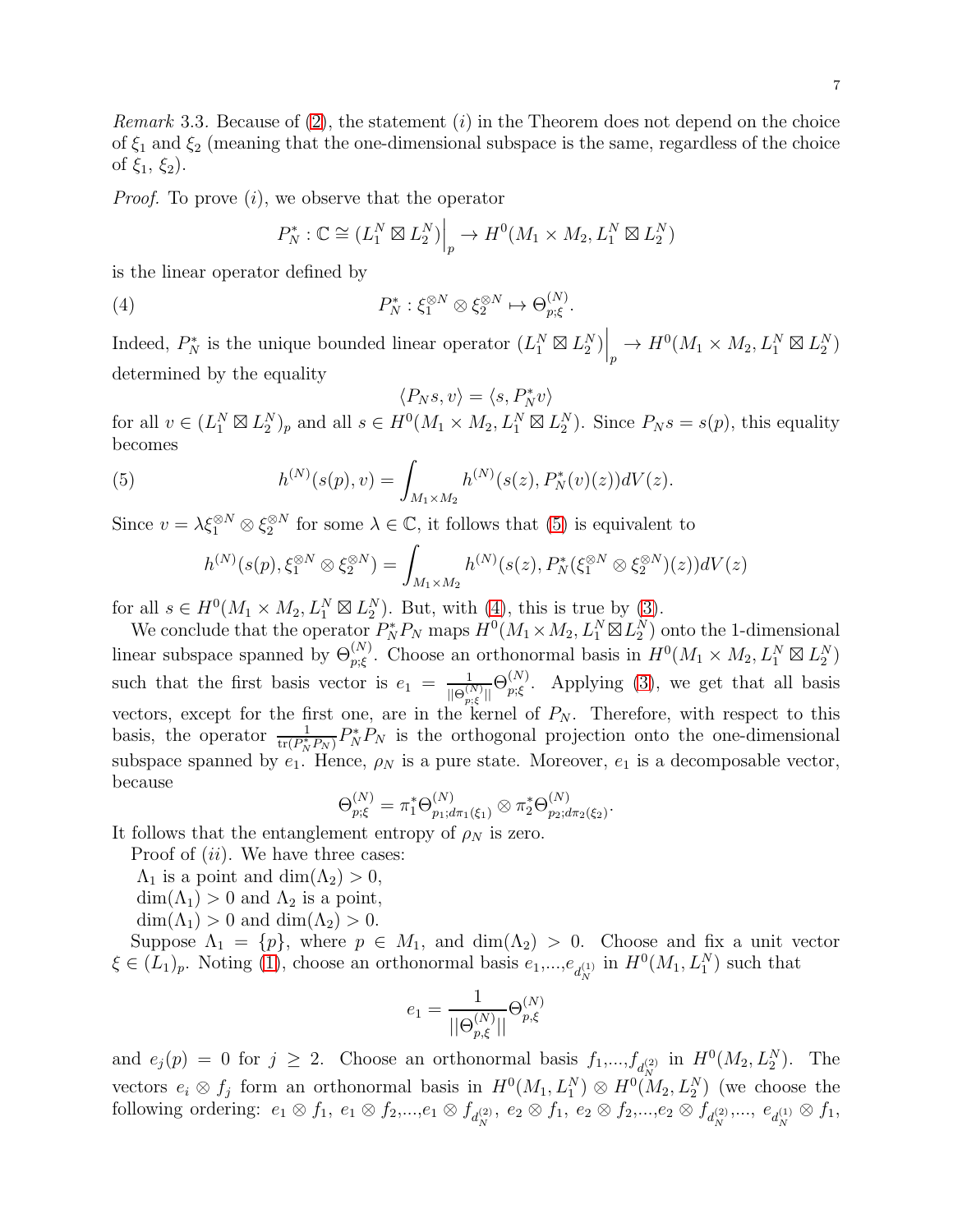*Remark* 3.3. Because of (2), the statement $(i)$ in the Theorem does not depend on the choice of $\xi_1$ and $\xi_2$ (meaning that the one-dimensional subspace is the same, regardless of the choice of $\xi_1$, $\xi_2$).

*Proof.* To prove $(i)$, we observe that the operator

$$P_N^* : \mathbb{C} \cong (L_1^N \boxtimes L_2^N)\Big|_p \to H^0(M_1 \times M_2, L_1^N \boxtimes L_2^N)$$

is the linear operator defined by

$$P_N^* : \xi_1^{\otimes N} \otimes \xi_2^{\otimes N} \mapsto \Theta_{p;\xi}^{(N)}. \tag{4}$$

Indeed, $P_N^*$ is the unique bounded linear operator $(L_1^N \boxtimes L_2^N)\Big|_p \to H^0(M_1 \times M_2, L_1^N \boxtimes L_2^N)$ determined by the equality

$$\langle P_N s, v\rangle = \langle s, P_N^* v\rangle$$

for all $v \in (L_1^N \boxtimes L_2^N)_p$ and all $s \in H^0(M_1 \times M_2, L_1^N \boxtimes L_2^N)$. Since $P_N s = s(p)$, this equality becomes

$$h^{(N)}(s(p), v) = \int_{M_1 \times M_2} h^{(N)}(s(z), P_N^*(v)(z)) dV(z). \tag{5}$$

Since $v = \lambda \xi_1^{\otimes N} \otimes \xi_2^{\otimes N}$ for some $\lambda \in \mathbb{C}$, it follows that (5) is equivalent to

$$h^{(N)}(s(p), \xi_1^{\otimes N} \otimes \xi_2^{\otimes N}) = \int_{M_1 \times M_2} h^{(N)}(s(z), P_N^*(\xi_1^{\otimes N} \otimes \xi_2^{\otimes N})(z)) dV(z)$$

for all $s \in H^0(M_1 \times M_2, L_1^N \boxtimes L_2^N)$. But, with (4), this is true by (3).

We conclude that the operator $P_N^* P_N$ maps $H^0(M_1 \times M_2, L_1^N \boxtimes L_2^N)$ onto the 1-dimensional linear subspace spanned by $\Theta_{p;\xi}^{(N)}$. Choose an orthonormal basis in $H^0(M_1 \times M_2, L_1^N \boxtimes L_2^N)$ such that the first basis vector is $e_1 = \frac{1}{||\Theta_{p;\xi}^{(N)}||}\Theta_{p;\xi}^{(N)}$. Applying (3), we get that all basis vectors, except for the first one, are in the kernel of $P_N$. Therefore, with respect to this basis, the operator $\frac{1}{\mathrm{tr}(P_N^* P_N)} P_N^* P_N$ is the orthogonal projection onto the one-dimensional subspace spanned by $e_1$. Hence, $\rho_N$ is a pure state. Moreover, $e_1$ is a decomposable vector, because

$$\Theta_{p;\xi}^{(N)} = \pi_1^* \Theta_{p_1; d\pi_1(\xi_1)}^{(N)} \otimes \pi_2^* \Theta_{p_2; d\pi_2(\xi_2)}^{(N)}.$$

It follows that the entanglement entropy of $\rho_N$ is zero.

Proof of $(ii)$. We have three cases:

$\Lambda_1$ is a point and $\dim(\Lambda_2) > 0$,

$\dim(\Lambda_1) > 0$ and $\Lambda_2$ is a point,

$\dim(\Lambda_1) > 0$ and $\dim(\Lambda_2) > 0$.

Suppose $\Lambda_1 = \{p\}$, where $p \in M_1$, and $\dim(\Lambda_2) > 0$. Choose and fix a unit vector $\xi \in (L_1)_p$. Noting (1), choose an orthonormal basis $e_1, \ldots, e_{d_N^{(1)}}$ in $H^0(M_1, L_1^N)$ such that

$$e_1 = \frac{1}{||\Theta_{p,\xi}^{(N)}||}\Theta_{p,\xi}^{(N)}$$

and $e_j(p) = 0$ for $j \geq 2$. Choose an orthonormal basis $f_1, \ldots, f_{d_N^{(2)}}$ in $H^0(M_2, L_2^N)$. The vectors $e_i \otimes f_j$ form an orthonormal basis in $H^0(M_1, L_1^N) \otimes H^0(M_2, L_2^N)$ (we choose the following ordering: $e_1 \otimes f_1$, $e_1 \otimes f_2, \ldots, e_1 \otimes f_{d_N^{(2)}}$, $e_2 \otimes f_1$, $e_2 \otimes f_2, \ldots, e_2 \otimes f_{d_N^{(2)}}, \ldots$, $e_{d_N^{(1)}} \otimes f_1$,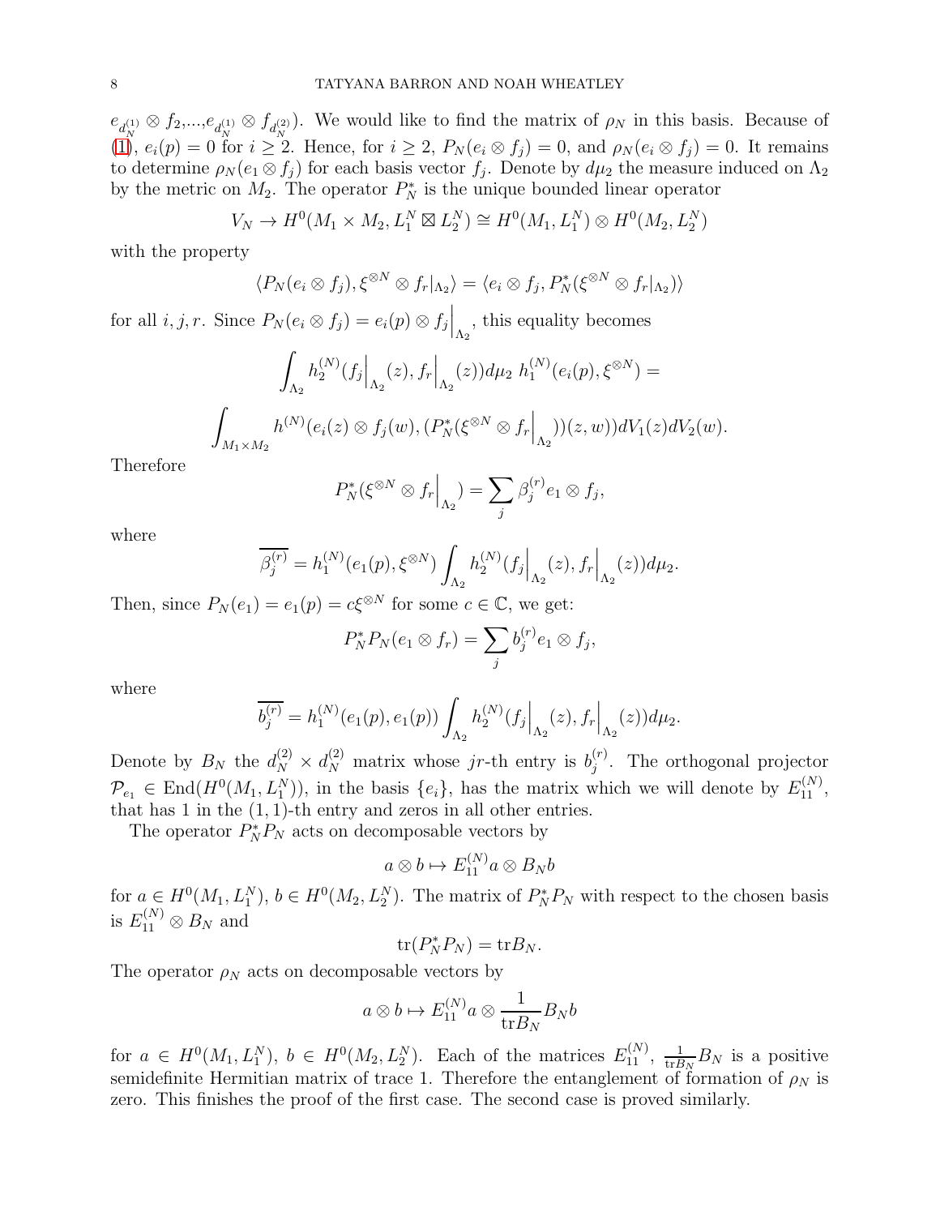$e_{d_N^{(1)}} \otimes f_2, ..., e_{d_N^{(1)}} \otimes f_{d_N^{(2)}}$). We would like to find the matrix of $\rho_N$ in this basis. Because of (1), $e_i(p) = 0$ for $i \geq 2$. Hence, for $i \geq 2$, $P_N(e_i \otimes f_j) = 0$, and $\rho_N(e_i \otimes f_j) = 0$. It remains to determine $\rho_N(e_1 \otimes f_j)$ for each basis vector $f_j$. Denote by $d\mu_2$ the measure induced on $\Lambda_2$ by the metric on $M_2$. The operator $P_N^*$ is the unique bounded linear operator

$$V_N \to H^0(M_1 \times M_2, L_1^N \boxtimes L_2^N) \cong H^0(M_1, L_1^N) \otimes H^0(M_2, L_2^N)$$

with the property

$$\langle P_N(e_i \otimes f_j), \xi^{\otimes N} \otimes f_r|_{\Lambda_2} \rangle = \langle e_i \otimes f_j, P_N^*(\xi^{\otimes N} \otimes f_r|_{\Lambda_2}) \rangle$$

for all $i, j, r$. Since $P_N(e_i \otimes f_j) = e_i(p) \otimes f_j\Big|_{\Lambda_2}$, this equality becomes

$$\int_{\Lambda_2} h_2^{(N)}(f_j\Big|_{\Lambda_2}(z), f_r\Big|_{\Lambda_2}(z)) d\mu_2 \; h_1^{(N)}(e_i(p), \xi^{\otimes N}) =$$

$$\int_{M_1 \times M_2} h^{(N)}(e_i(z) \otimes f_j(w), (P_N^*(\xi^{\otimes N} \otimes f_r\Big|_{\Lambda_2}))(z, w)) dV_1(z) dV_2(w).$$

Therefore

$$P_N^*(\xi^{\otimes N} \otimes f_r\Big|_{\Lambda_2}) = \sum_j \beta_j^{(r)} e_1 \otimes f_j,$$

where

$$\overline{\beta_j^{(r)}} = h_1^{(N)}(e_1(p), \xi^{\otimes N}) \int_{\Lambda_2} h_2^{(N)}(f_j\Big|_{\Lambda_2}(z), f_r\Big|_{\Lambda_2}(z)) d\mu_2.$$

Then, since $P_N(e_1) = e_1(p) = c\xi^{\otimes N}$ for some $c \in \mathbb{C}$, we get:

$$P_N^* P_N(e_1 \otimes f_r) = \sum_j b_j^{(r)} e_1 \otimes f_j,$$

where

$$\overline{b_j^{(r)}} = h_1^{(N)}(e_1(p), e_1(p)) \int_{\Lambda_2} h_2^{(N)}(f_j\Big|_{\Lambda_2}(z), f_r\Big|_{\Lambda_2}(z)) d\mu_2.$$

Denote by $B_N$ the $d_N^{(2)} \times d_N^{(2)}$ matrix whose $jr$-th entry is $b_j^{(r)}$. The orthogonal projector $\mathcal{P}_{e_1} \in \mathrm{End}(H^0(M_1, L_1^N))$, in the basis $\{e_i\}$, has the matrix which we will denote by $E_{11}^{(N)}$, that has 1 in the $(1,1)$-th entry and zeros in all other entries.

The operator $P_N^* P_N$ acts on decomposable vectors by

$$a \otimes b \mapsto E_{11}^{(N)} a \otimes B_N b$$

for $a \in H^0(M_1, L_1^N)$, $b \in H^0(M_2, L_2^N)$. The matrix of $P_N^* P_N$ with respect to the chosen basis is $E_{11}^{(N)} \otimes B_N$ and

$$\mathrm{tr}(P_N^* P_N) = \mathrm{tr} B_N.$$

The operator $\rho_N$ acts on decomposable vectors by

$$a \otimes b \mapsto E_{11}^{(N)} a \otimes \frac{1}{\mathrm{tr} B_N} B_N b$$

for $a \in H^0(M_1, L_1^N)$, $b \in H^0(M_2, L_2^N)$. Each of the matrices $E_{11}^{(N)}$, $\frac{1}{\mathrm{tr} B_N} B_N$ is a positive semidefinite Hermitian matrix of trace 1. Therefore the entanglement of formation of $\rho_N$ is zero. This finishes the proof of the first case. The second case is proved similarly.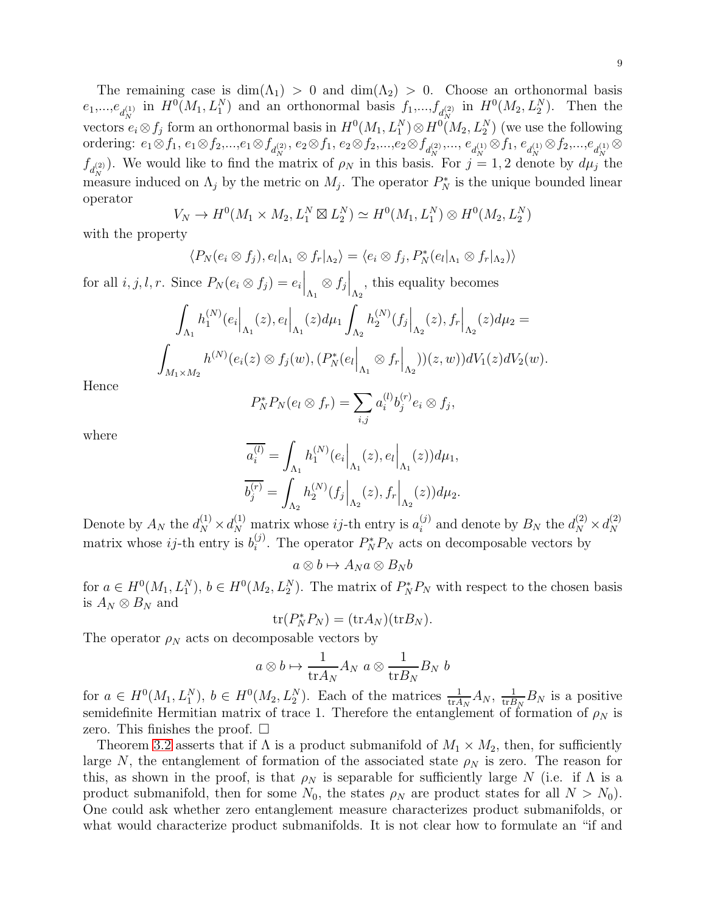The remaining case is $\dim(\Lambda_1) > 0$ and $\dim(\Lambda_2) > 0$. Choose an orthonormal basis $e_1,...,e_{d_N^{(1)}}$ in $H^0(M_1, L_1^N)$ and an orthonormal basis $f_1,...,f_{d_N^{(2)}}$ in $H^0(M_2, L_2^N)$. Then the vectors $e_i \otimes f_j$ form an orthonormal basis in $H^0(M_1, L_1^N) \otimes H^0(M_2, L_2^N)$ (we use the following ordering: $e_1 \otimes f_1$, $e_1 \otimes f_2$,...,$e_1 \otimes f_{d_N^{(2)}}$, $e_2 \otimes f_1$, $e_2 \otimes f_2$,...,$e_2 \otimes f_{d_N^{(2)}}$,..., $e_{d_N^{(1)}} \otimes f_1$, $e_{d_N^{(1)}} \otimes f_2$,...,$e_{d_N^{(1)}} \otimes f_{d_N^{(2)}}$). We would like to find the matrix of $\rho_N$ in this basis. For $j = 1, 2$ denote by $d\mu_j$ the measure induced on $\Lambda_j$ by the metric on $M_j$. The operator $P_N^*$ is the unique bounded linear operator

$$V_N \to H^0(M_1 \times M_2, L_1^N \boxtimes L_2^N) \simeq H^0(M_1, L_1^N) \otimes H^0(M_2, L_2^N)$$

with the property

$$\langle P_N(e_i \otimes f_j), e_l|_{\Lambda_1} \otimes f_r|_{\Lambda_2} \rangle = \langle e_i \otimes f_j, P_N^*(e_l|_{\Lambda_1} \otimes f_r|_{\Lambda_2}) \rangle$$

for all $i, j, l, r$. Since $P_N(e_i \otimes f_j) = e_i\Big|_{\Lambda_1} \otimes f_j\Big|_{\Lambda_2}$, this equality becomes

$$\int_{\Lambda_1} h_1^{(N)}(e_i\Big|_{\Lambda_1}(z), e_l\Big|_{\Lambda_1}(z) d\mu_1 \int_{\Lambda_2} h_2^{(N)}(f_j\Big|_{\Lambda_2}(z), f_r\Big|_{\Lambda_2}(z) d\mu_2 =$$

$$\int_{M_1 \times M_2} h^{(N)}(e_i(z) \otimes f_j(w), (P_N^*(e_l\Big|_{\Lambda_1} \otimes f_r\Big|_{\Lambda_2}))(z, w)) dV_1(z) dV_2(w).$$

Hence

$$P_N^* P_N(e_l \otimes f_r) = \sum_{i,j} a_i^{(l)} b_j^{(r)} e_i \otimes f_j,$$

where

$$\overline{a_i^{(l)}} = \int_{\Lambda_1} h_1^{(N)}(e_i\Big|_{\Lambda_1}(z), e_l\Big|_{\Lambda_1}(z)) d\mu_1,$$

$$\overline{b_j^{(r)}} = \int_{\Lambda_2} h_2^{(N)}(f_j\Big|_{\Lambda_2}(z), f_r\Big|_{\Lambda_2}(z)) d\mu_2.$$

Denote by $A_N$ the $d_N^{(1)} \times d_N^{(1)}$ matrix whose $ij$-th entry is $a_i^{(j)}$ and denote by $B_N$ the $d_N^{(2)} \times d_N^{(2)}$ matrix whose $ij$-th entry is $b_i^{(j)}$. The operator $P_N^* P_N$ acts on decomposable vectors by

$$a \otimes b \mapsto A_N a \otimes B_N b$$

for $a \in H^0(M_1, L_1^N)$, $b \in H^0(M_2, L_2^N)$. The matrix of $P_N^* P_N$ with respect to the chosen basis is $A_N \otimes B_N$ and

$$\mathrm{tr}(P_N^* P_N) = (\mathrm{tr} A_N)(\mathrm{tr} B_N).$$

The operator $\rho_N$ acts on decomposable vectors by

$$a \otimes b \mapsto \frac{1}{\mathrm{tr} A_N} A_N \ a \otimes \frac{1}{\mathrm{tr} B_N} B_N \ b$$

for $a \in H^0(M_1, L_1^N)$, $b \in H^0(M_2, L_2^N)$. Each of the matrices $\frac{1}{\mathrm{tr} A_N} A_N$, $\frac{1}{\mathrm{tr} B_N} B_N$ is a positive semidefinite Hermitian matrix of trace 1. Therefore the entanglement of formation of $\rho_N$ is zero. This finishes the proof. $\square$

Theorem 3.2 asserts that if $\Lambda$ is a product submanifold of $M_1 \times M_2$, then, for sufficiently large $N$, the entanglement of formation of the associated state $\rho_N$ is zero. The reason for this, as shown in the proof, is that $\rho_N$ is separable for sufficiently large $N$ (i.e. if $\Lambda$ is a product submanifold, then for some $N_0$, the states $\rho_N$ are product states for all $N > N_0$). One could ask whether zero entanglement measure characterizes product submanifolds, or what would characterize product submanifolds. It is not clear how to formulate an "if and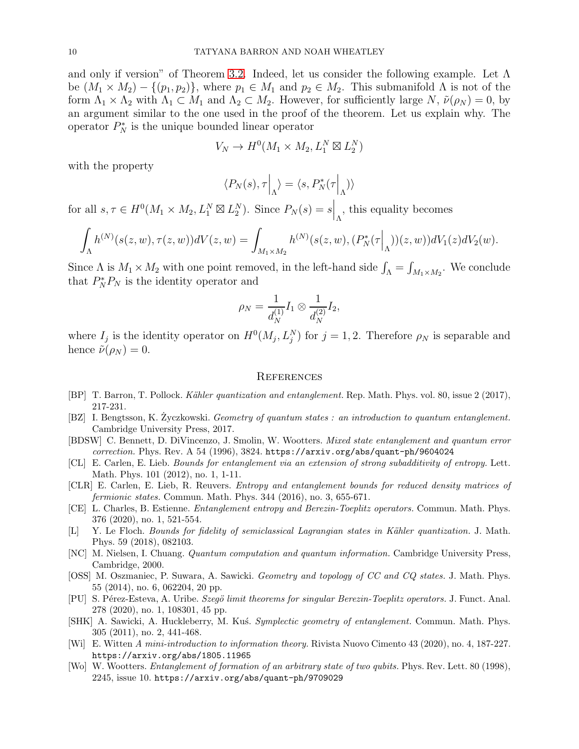and only if version" of Theorem 3.2. Indeed, let us consider the following example. Let $\Lambda$ be $(M_1 \times M_2) - \{(p_1, p_2)\}$, where $p_1 \in M_1$ and $p_2 \in M_2$. This submanifold $\Lambda$ is not of the form $\Lambda_1 \times \Lambda_2$ with $\Lambda_1 \subset M_1$ and $\Lambda_2 \subset M_2$. However, for sufficiently large $N$, $\tilde{\nu}(\rho_N) = 0$, by an argument similar to the one used in the proof of the theorem. Let us explain why. The operator $P_N^*$ is the unique bounded linear operator

$$V_N \to H^0(M_1 \times M_2, L_1^N \boxtimes L_2^N)$$

with the property

$$\langle P_N(s), \tau\Big|_\Lambda \rangle = \langle s, P_N^*(\tau\Big|_\Lambda)\rangle$$

for all $s, \tau \in H^0(M_1 \times M_2, L_1^N \boxtimes L_2^N)$. Since $P_N(s) = s\Big|_\Lambda$, this equality becomes

$$\int_\Lambda h^{(N)}(s(z,w), \tau(z,w)) dV(z,w) = \int_{M_1 \times M_2} h^{(N)}(s(z,w), (P_N^*(\tau\Big|_\Lambda))(z,w)) dV_1(z) dV_2(w).$$

Since $\Lambda$ is $M_1 \times M_2$ with one point removed, in the left-hand side $\int_\Lambda = \int_{M_1 \times M_2}$. We conclude that $P_N^* P_N$ is the identity operator and

$$\rho_N = \frac{1}{d_N^{(1)}} I_1 \otimes \frac{1}{d_N^{(2)}} I_2,$$

where $I_j$ is the identity operator on $H^0(M_j, L_j^N)$ for $j = 1, 2$. Therefore $\rho_N$ is separable and hence $\tilde{\nu}(\rho_N) = 0$.

## References

- [BP] T. Barron, T. Pollock. *Kähler quantization and entanglement.* Rep. Math. Phys. vol. 80, issue 2 (2017), 217-231.
- [BZ] I. Bengtsson, K. Życzkowski. *Geometry of quantum states : an introduction to quantum entanglement.* Cambridge University Press, 2017.
- [BDSW] C. Bennett, D. DiVincenzo, J. Smolin, W. Wootters. *Mixed state entanglement and quantum error correction.* Phys. Rev. A 54 (1996), 3824. https://arxiv.org/abs/quant-ph/9604024
- [CL] E. Carlen, E. Lieb. *Bounds for entanglement via an extension of strong subadditivity of entropy.* Lett. Math. Phys. 101 (2012), no. 1, 1-11.
- [CLR] E. Carlen, E. Lieb, R. Reuvers. *Entropy and entanglement bounds for reduced density matrices of fermionic states.* Commun. Math. Phys. 344 (2016), no. 3, 655-671.
- [CE] L. Charles, B. Estienne. *Entanglement entropy and Berezin-Toeplitz operators.* Commun. Math. Phys. 376 (2020), no. 1, 521-554.
- [L] Y. Le Floch. *Bounds for fidelity of semiclassical Lagrangian states in Kähler quantization.* J. Math. Phys. 59 (2018), 082103.
- [NC] M. Nielsen, I. Chuang. *Quantum computation and quantum information.* Cambridge University Press, Cambridge, 2000.
- [OSS] M. Oszmaniec, P. Suwara, A. Sawicki. *Geometry and topology of CC and CQ states.* J. Math. Phys. 55 (2014), no. 6, 062204, 20 pp.
- [PU] S. Pérez-Esteva, A. Uribe. *Szegö limit theorems for singular Berezin-Toeplitz operators.* J. Funct. Anal. 278 (2020), no. 1, 108301, 45 pp.
- [SHK] A. Sawicki, A. Huckleberry, M. Kuś. *Symplectic geometry of entanglement.* Commun. Math. Phys. 305 (2011), no. 2, 441-468.
- [Wi] E. Witten *A mini-introduction to information theory.* Rivista Nuovo Cimento 43 (2020), no. 4, 187-227. https://arxiv.org/abs/1805.11965
- [Wo] W. Wootters. *Entanglement of formation of an arbitrary state of two qubits.* Phys. Rev. Lett. 80 (1998), 2245, issue 10. https://arxiv.org/abs/quant-ph/9709029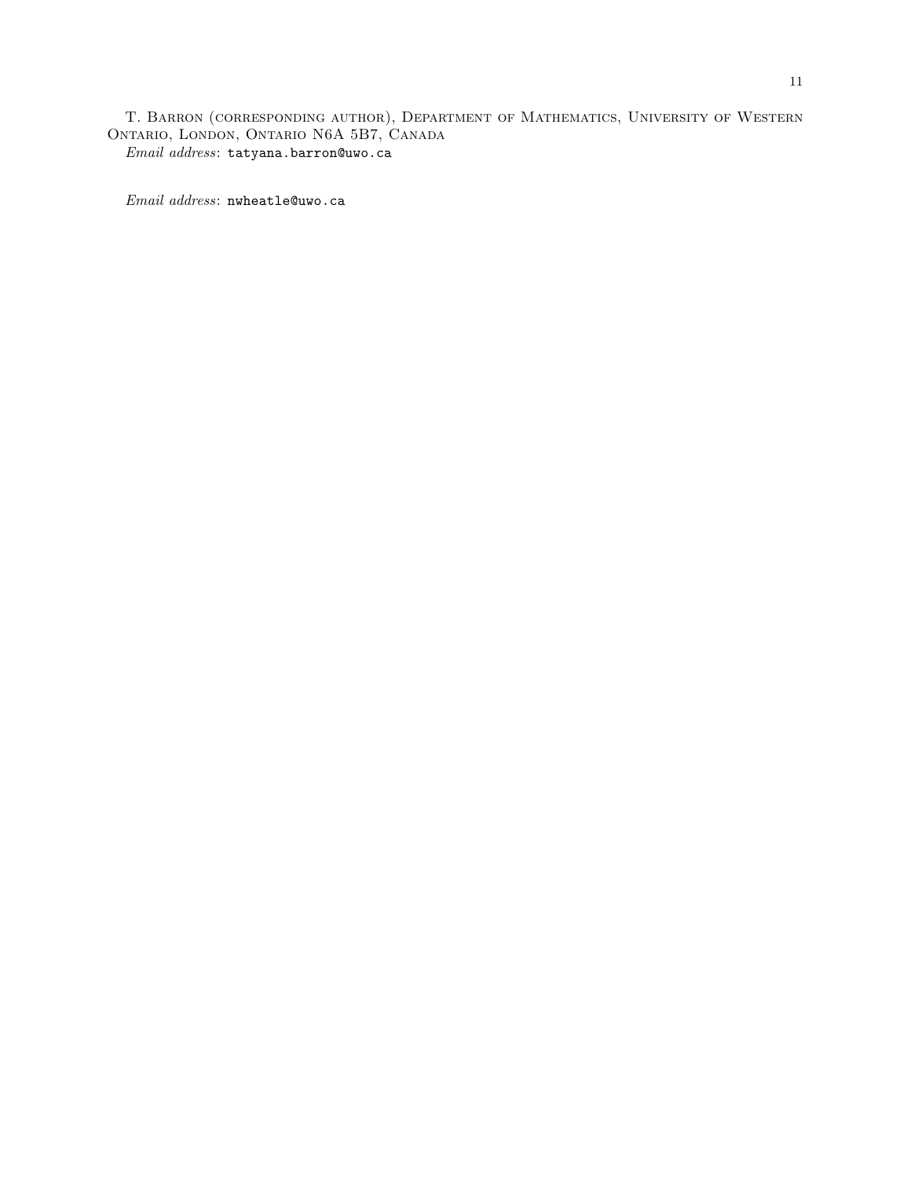T. Barron (corresponding author), Department of Mathematics, University of Western Ontario, London, Ontario N6A 5B7, Canada

*Email address*: tatyana.barron@uwo.ca

*Email address*: nwheatle@uwo.ca